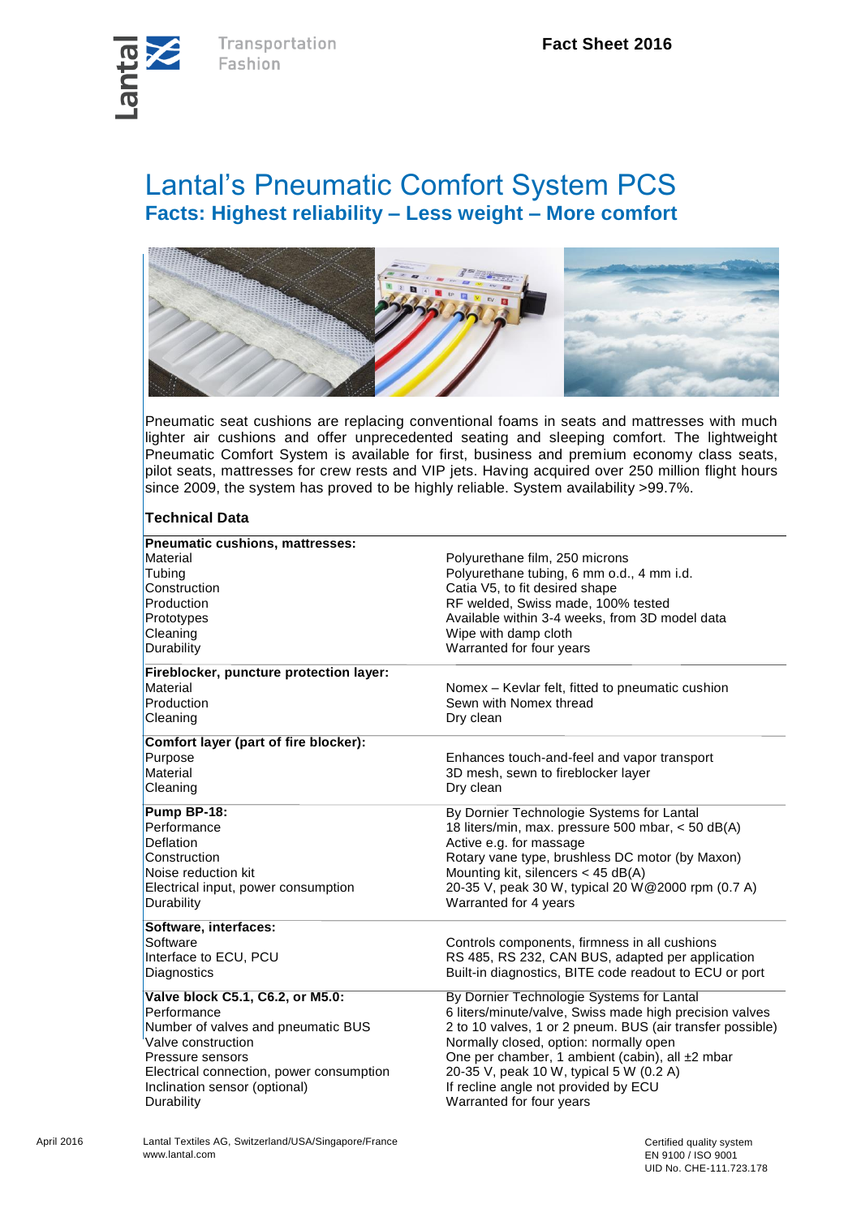Transportation
Fashion

**Fact Sheet 2016**

# Lantal's Pneumatic Comfort System PCS

## Facts: Highest reliability – Less weight – More comfort

Pneumatic seat cushions are replacing conventional foams in seats and mattresses with much lighter air cushions and offer unprecedented seating and sleeping comfort. The lightweight Pneumatic Comfort System is available for first, business and premium economy class seats, pilot seats, mattresses for crew rests and VIP jets. Having acquired over 250 million flight hours since 2009, the system has proved to be highly reliable. System availability >99.7%.

### Technical Data

| | |
|---|---|
| **Pneumatic cushions, mattresses:** | |
| Material | Polyurethane film, 250 microns |
| Tubing | Polyurethane tubing, 6 mm o.d., 4 mm i.d. |
| Construction | Catia V5, to fit desired shape |
| Production | RF welded, Swiss made, 100% tested |
| Prototypes | Available within 3-4 weeks, from 3D model data |
| Cleaning | Wipe with damp cloth |
| Durability | Warranted for four years |
| **Fireblocker, puncture protection layer:** | |
| Material | Nomex – Kevlar felt, fitted to pneumatic cushion |
| Production | Sewn with Nomex thread |
| Cleaning | Dry clean |
| **Comfort layer (part of fire blocker):** | |
| Purpose | Enhances touch-and-feel and vapor transport |
| Material | 3D mesh, sewn to fireblocker layer |
| Cleaning | Dry clean |
| **Pump BP-18:** | By Dornier Technologie Systems for Lantal |
| Performance | 18 liters/min, max. pressure 500 mbar, < 50 dB(A) |
| Deflation | Active e.g. for massage |
| Construction | Rotary vane type, brushless DC motor (by Maxon) |
| Noise reduction kit | Mounting kit, silencers < 45 dB(A) |
| Electrical input, power consumption | 20-35 V, peak 30 W, typical 20 W@2000 rpm (0.7 A) |
| Durability | Warranted for 4 years |
| **Software, interfaces:** | |
| Software | Controls components, firmness in all cushions |
| Interface to ECU, PCU | RS 485, RS 232, CAN BUS, adapted per application |
| Diagnostics | Built-in diagnostics, BITE code readout to ECU or port |
| **Valve block C5.1, C6.2, or M5.0:** | By Dornier Technologie Systems for Lantal |
| Performance | 6 liters/minute/valve, Swiss made high precision valves |
| Number of valves and pneumatic BUS | 2 to 10 valves, 1 or 2 pneum. BUS (air transfer possible) |
| Valve construction | Normally closed, option: normally open |
| Pressure sensors | One per chamber, 1 ambient (cabin), all ±2 mbar |
| Electrical connection, power consumption | 20-35 V, peak 10 W, typical 5 W (0.2 A) |
| Inclination sensor (optional) | If recline angle not provided by ECU |
| Durability | Warranted for four years |

April 2016

Lantal Textiles AG, Switzerland/USA/Singapore/France
www.lantal.com

Certified quality system
EN 9100 / ISO 9001
UID No. CHE-111.723.178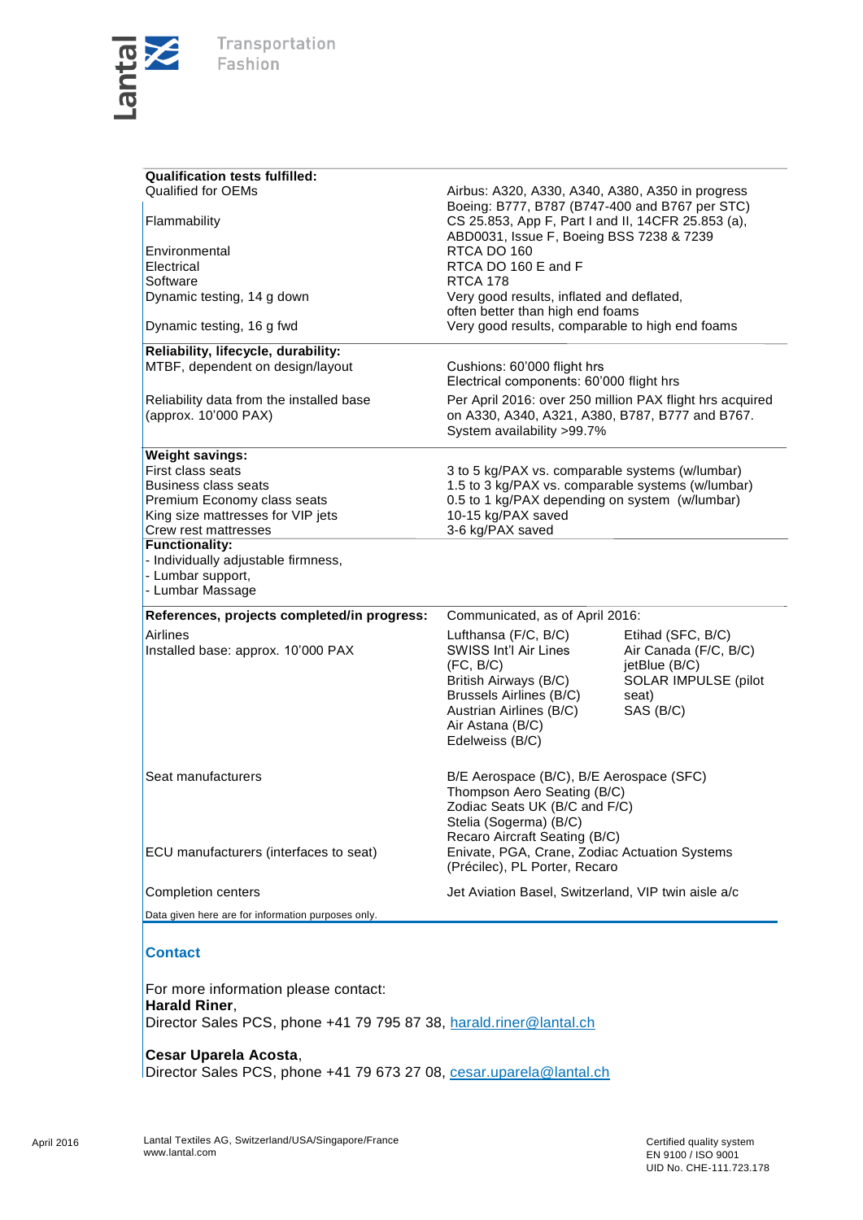| | |
|---|---|
| **Qualification tests fulfilled:** | |
| Qualified for OEMs | Airbus: A320, A330, A340, A380, A350 in progress<br>Boeing: B777, B787 (B747-400 and B767 per STC) |
| Flammability | CS 25.853, App F, Part I and II, 14CFR 25.853 (a), ABD0031, Issue F, Boeing BSS 7238 & 7239 |
| Environmental | RTCA DO 160 |
| Electrical | RTCA DO 160 E and F |
| Software | RTCA 178 |
| Dynamic testing, 14 g down | Very good results, inflated and deflated, often better than high end foams |
| Dynamic testing, 16 g fwd | Very good results, comparable to high end foams |
| **Reliability, lifecycle, durability:** | |
| MTBF, dependent on design/layout | Cushions: 60'000 flight hrs<br>Electrical components: 60'000 flight hrs |
| Reliability data from the installed base (approx. 10'000 PAX) | Per April 2016: over 250 million PAX flight hrs acquired on A330, A340, A321, A380, B787, B777 and B767. System availability >99.7% |
| **Weight savings:** | |
| First class seats | 3 to 5 kg/PAX vs. comparable systems (w/lumbar) |
| Business class seats | 1.5 to 3 kg/PAX vs. comparable systems (w/lumbar) |
| Premium Economy class seats | 0.5 to 1 kg/PAX depending on system (w/lumbar) |
| King size mattresses for VIP jets | 10-15 kg/PAX saved |
| Crew rest mattresses | 3-6 kg/PAX saved |
| **Functionality:**<br>- Individually adjustable firmness,<br>- Lumbar support,<br>- Lumbar Massage | |
| **References, projects completed/in progress:** | Communicated, as of April 2016: |
| Airlines<br>Installed base: approx. 10'000 PAX | Lufthansa (F/C, B/C)<br>SWISS Int'l Air Lines (FC, B/C)<br>British Airways (B/C)<br>Brussels Airlines (B/C)<br>Austrian Airlines (B/C)<br>Air Astana (B/C)<br>Edelweiss (B/C)<br>Etihad (SFC, B/C)<br>Air Canada (F/C, B/C)<br>jetBlue (B/C)<br>SOLAR IMPULSE (pilot seat)<br>SAS (B/C) |
| Seat manufacturers | B/E Aerospace (B/C), B/E Aerospace (SFC)<br>Thompson Aero Seating (B/C)<br>Zodiac Seats UK (B/C and F/C)<br>Stelia (Sogerma) (B/C)<br>Recaro Aircraft Seating (B/C) |
| ECU manufacturers (interfaces to seat) | Enivate, PGA, Crane, Zodiac Actuation Systems (Précilec), PL Porter, Recaro |
| Completion centers | Jet Aviation Basel, Switzerland, VIP twin aisle a/c |

Data given here are for information purposes only.

## Contact

For more information please contact:
**Harald Riner**,
Director Sales PCS, phone +41 79 795 87 38, harald.riner@lantal.ch

**Cesar Uparela Acosta**,
Director Sales PCS, phone +41 79 673 27 08, cesar.uparela@lantal.ch